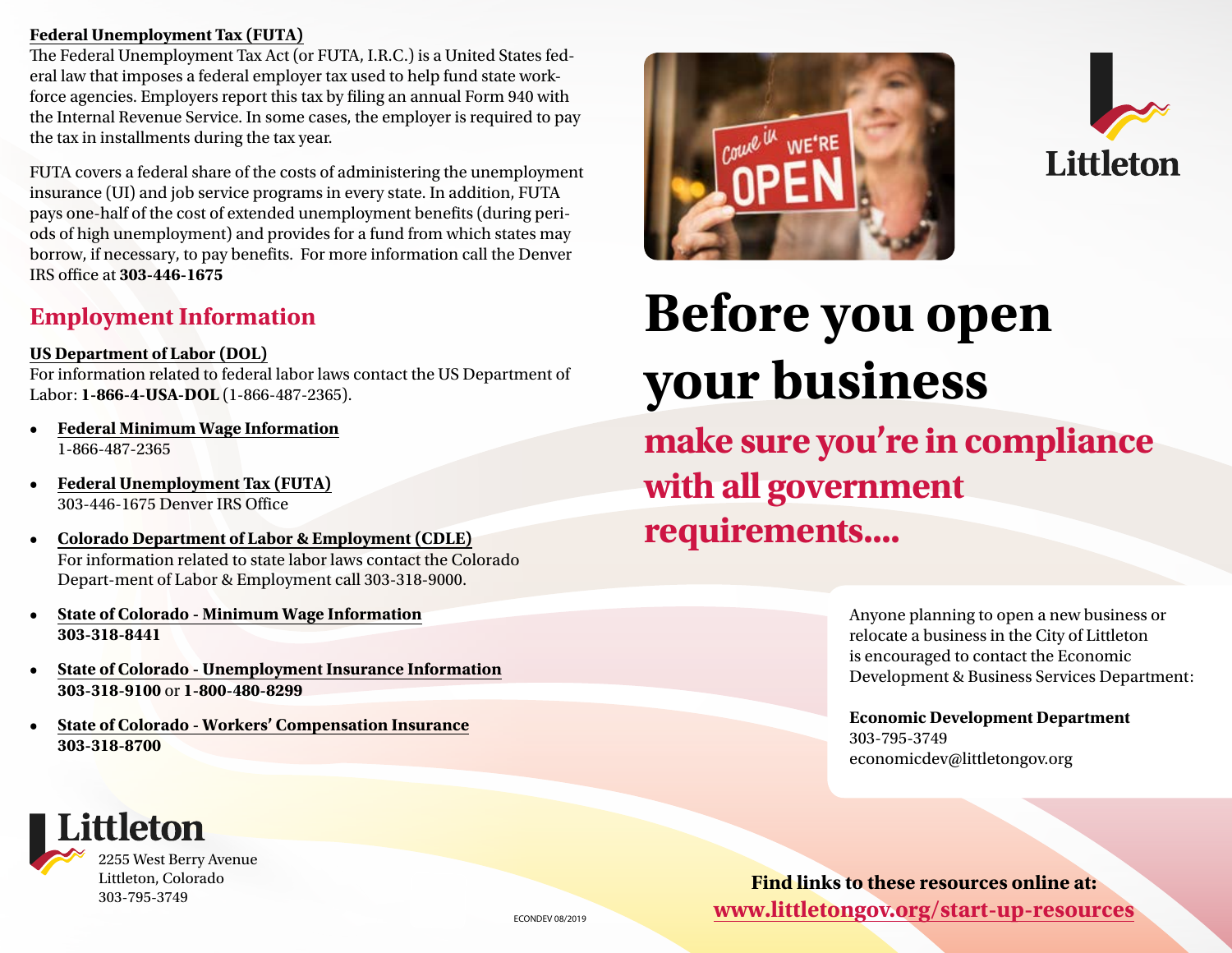**Federal Unemployment Tax (FUTA)**

The Federal Unemployment Tax Act (or FUTA, I.R.C.) is a United States federal law that imposes a federal employer tax used to help fund state workforce agencies. Employers report this tax by filing an annual Form 940 with the Internal Revenue Service. In some cases, the employer is required to pay the tax in installments during the tax year.

FUTA covers a federal share of the costs of administering the unemployment insurance (UI) and job service programs in every state. In addition, FUTA pays one-half of the cost of extended unemployment benefits (during periods of high unemployment) and provides for a fund from which states may borrow, if necessary, to pay benefits. For more information call the Denver IRS office at **303-446-1675**

## Employment Information

**US Department of Labor (DOL)**

For information related to federal labor laws contact the US Department of Labor: **1-866-4-USA-DOL** (1-866-487-2365).

- **Federal Minimum Wage Information**
  1-866-487-2365
- **Federal Unemployment Tax (FUTA)**
  303-446-1675 Denver IRS Office
- **Colorado Department of Labor & Employment (CDLE)**
  For information related to state labor laws contact the Colorado Depart-ment of Labor & Employment call 303-318-9000.
- **State of Colorado - Minimum Wage Information**
  **303-318-8441**
- **State of Colorado - Unemployment Insurance Information**
  **303-318-9100** or **1-800-480-8299**
- **State of Colorado - Workers' Compensation Insurance**
  **303-318-8700**

Littleton

2255 West Berry Avenue
Littleton, Colorado
303-795-3749

ECONDEV 08/2019

Littleton

# Before you open your business

## make sure you're in compliance with all government requirements....

Anyone planning to open a new business or relocate a business in the City of Littleton is encouraged to contact the Economic Development & Business Services Department:

**Economic Development Department**
303-795-3749
economicdev@littletongov.org

**Find links to these resources online at:**
**www.littletongov.org/start-up-resources**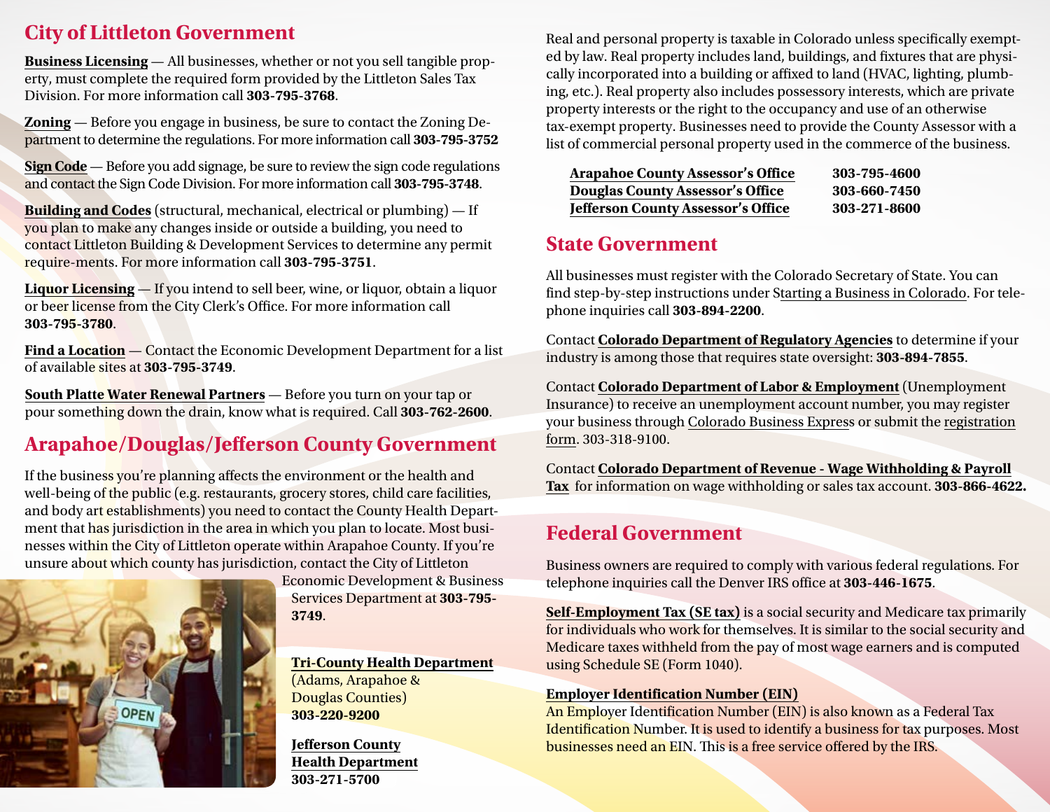## City of Littleton Government

**Business Licensing** — All businesses, whether or not you sell tangible property, must complete the required form provided by the Littleton Sales Tax Division. For more information call **303-795-3768**.

**Zoning** — Before you engage in business, be sure to contact the Zoning Department to determine the regulations. For more information call **303-795-3752**

**Sign Code** — Before you add signage, be sure to review the sign code regulations and contact the Sign Code Division. For more information call **303-795-3748**.

**Building and Codes** (structural, mechanical, electrical or plumbing) — If you plan to make any changes inside or outside a building, you need to contact Littleton Building & Development Services to determine any permit require-ments. For more information call **303-795-3751**.

**Liquor Licensing** — If you intend to sell beer, wine, or liquor, obtain a liquor or beer license from the City Clerk's Office. For more information call **303-795-3780**.

**Find a Location** — Contact the Economic Development Department for a list of available sites at **303-795-3749**.

**South Platte Water Renewal Partners** — Before you turn on your tap or pour something down the drain, know what is required. Call **303-762-2600**.

## Arapahoe/Douglas/Jefferson County Government

If the business you're planning affects the environment or the health and well-being of the public (e.g. restaurants, grocery stores, child care facilities, and body art establishments) you need to contact the County Health Department that has jurisdiction in the area in which you plan to locate. Most businesses within the City of Littleton operate within Arapahoe County. If you're unsure about which county has jurisdiction, contact the City of Littleton Economic Development & Business Services Department at **303-795-3749**.

**Tri-County Health Department**
(Adams, Arapahoe & Douglas Counties)
**303-220-9200**

**Jefferson County Health Department**
**303-271-5700**

Real and personal property is taxable in Colorado unless specifically exempted by law. Real property includes land, buildings, and fixtures that are physically incorporated into a building or affixed to land (HVAC, lighting, plumbing, etc.). Real property also includes possessory interests, which are private property interests or the right to the occupancy and use of an otherwise tax-exempt property. Businesses need to provide the County Assessor with a list of commercial personal property used in the commerce of the business.

| | |
|---|---|
| **Arapahoe County Assessor's Office** | **303-795-4600** |
| **Douglas County Assessor's Office** | **303-660-7450** |
| **Jefferson County Assessor's Office** | **303-271-8600** |

## State Government

All businesses must register with the Colorado Secretary of State. You can find step-by-step instructions under Starting a Business in Colorado. For telephone inquiries call **303-894-2200**.

Contact **Colorado Department of Regulatory Agencies** to determine if your industry is among those that requires state oversight: **303-894-7855**.

Contact **Colorado Department of Labor & Employment** (Unemployment Insurance) to receive an unemployment account number, you may register your business through Colorado Business Express or submit the registration form. 303-318-9100.

Contact **Colorado Department of Revenue - Wage Withholding & Payroll Tax** for information on wage withholding or sales tax account. **303-866-4622.**

## Federal Government

Business owners are required to comply with various federal regulations. For telephone inquiries call the Denver IRS office at **303-446-1675**.

**Self-Employment Tax (SE tax)** is a social security and Medicare tax primarily for individuals who work for themselves. It is similar to the social security and Medicare taxes withheld from the pay of most wage earners and is computed using Schedule SE (Form 1040).

**Employer Identification Number (EIN)**
An Employer Identification Number (EIN) is also known as a Federal Tax Identification Number. It is used to identify a business for tax purposes. Most businesses need an EIN. This is a free service offered by the IRS.